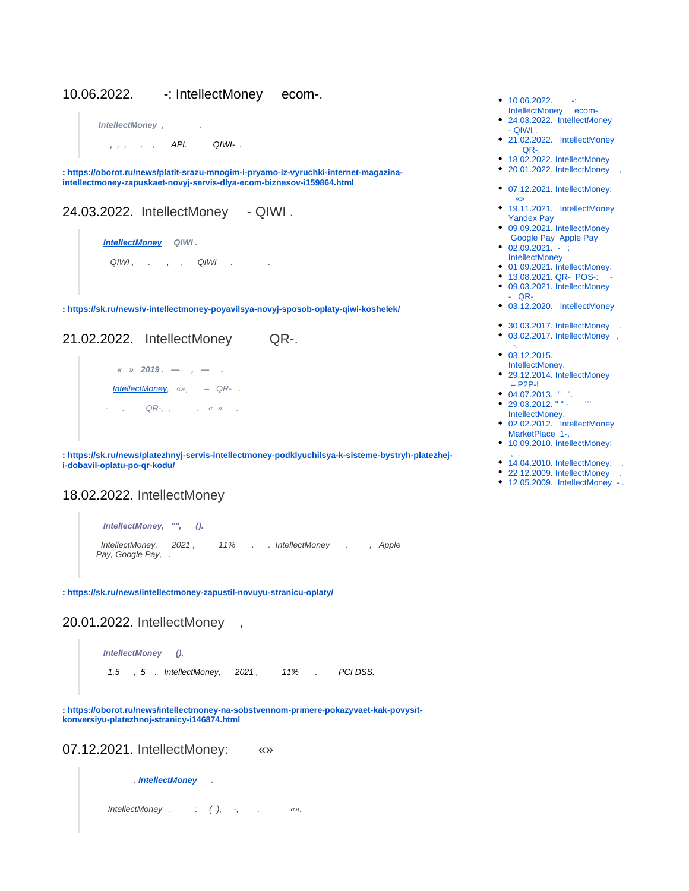## 10.06.2022. -: IntellectMoney ecom-.

> *IntellectMoney , .*
>
> *, , , . , API. QIWI- .*

**: https://oborot.ru/news/platit-srazu-mnogim-i-pryamo-iz-vyruchki-internet-magazina-intellectmoney-zapuskaet-novyj-servis-dlya-ecom-biznesov-i159864.html**

## 24.03.2022. IntellectMoney - QIWI .

> ***IntellectMoney** QIWI .*
>
> *QIWI , . , , QIWI . .*

**: https://sk.ru/news/v-intellectmoney-poyavilsya-novyj-sposob-oplaty-qiwi-koshelek/**

## 21.02.2022. IntellectMoney QR-.

> ***« » 2019 . — , — .***
>
> *IntellectMoney, «», – QR- .*
>
> *- . QR-, , . « » .*

**: https://sk.ru/news/platezhnyj-servis-intellectmoney-podklyuchilsya-k-sisteme-bystryh-platezhej-i-dobavil-oplatu-po-qr-kodu/**

## 18.02.2022. IntellectMoney

> ***IntellectMoney, "", ().***
>
> *IntellectMoney, 2021 , 11% . . IntellectMoney . , Apple Pay, Google Pay, .*

**: https://sk.ru/news/intellectmoney-zapustil-novuyu-stranicu-oplaty/**

## 20.01.2022. IntellectMoney ,

> ***IntellectMoney ().***
>
> *1,5 , 5 . IntellectMoney, 2021 , 11% . PCI DSS.*

**: https://oborot.ru/news/intellectmoney-na-sobstvennom-primere-pokazyvaet-kak-povysit-konversiyu-platezhnoj-stranicy-i146874.html**

## 07.12.2021. IntellectMoney: «»

> ***. IntellectMoney .***
>
> *IntellectMoney , : ( ), -, . «».*

- 10.06.2022. -: IntellectMoney ecom-.
- 24.03.2022. IntellectMoney - QIWI .
- 21.02.2022. IntellectMoney QR-.
- 18.02.2022. IntellectMoney
- 20.01.2022. IntellectMoney ,
- 07.12.2021. IntellectMoney: «»
- 19.11.2021. IntellectMoney Yandex Pay
- 09.09.2021. IntellectMoney Google Pay Apple Pay
- 02.09.2021. - : IntellectMoney
- 01.09.2021. IntellectMoney:
- 13.08.2021. QR- POS-: -
- 09.03.2021. IntellectMoney - QR-
- 03.12.2020. IntellectMoney
- 30.03.2017. IntellectMoney .
- 03.02.2017. IntellectMoney , -.
- 03.12.2015. IntellectMoney.
- 29.12.2014. IntellectMoney – P2P-!
- 04.07.2013. " ".
- 29.03.2012. " " - "" IntellectMoney.
- 02.02.2012. IntellectMoney MarketPlace 1-.
- 10.09.2010. IntellectMoney: , .
- 14.04.2010. IntellectMoney: .
- 22.12.2009. IntellectMoney .
- 12.05.2009. IntellectMoney - .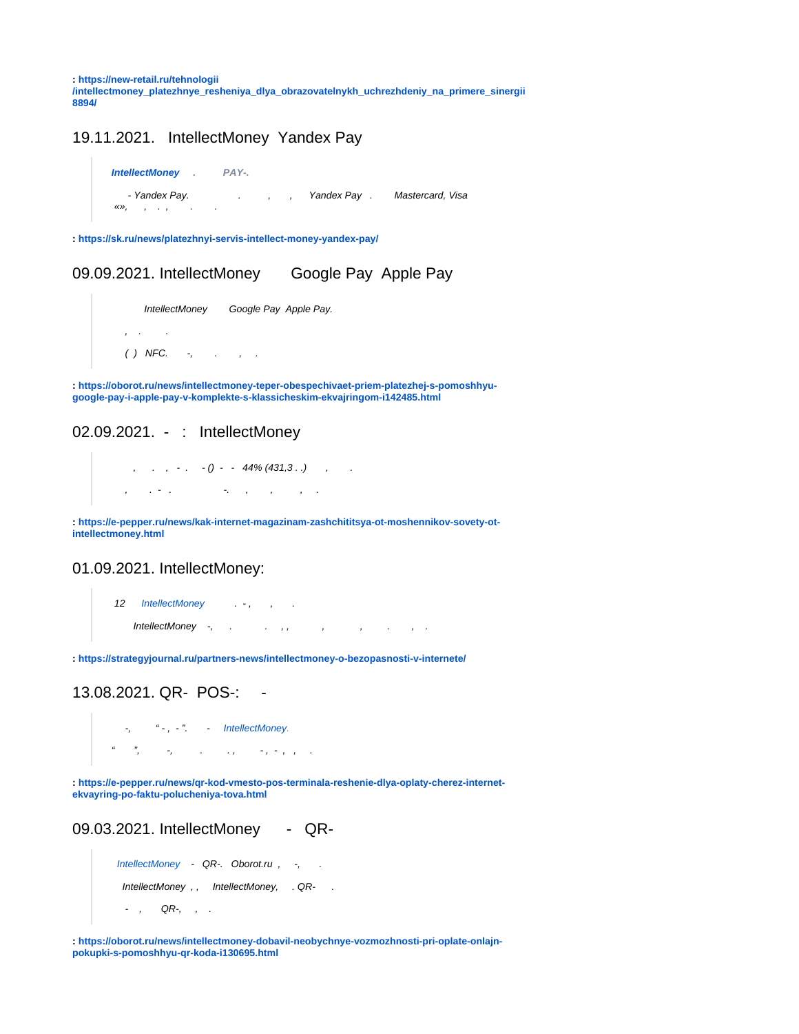: **https://new-retail.ru/tehnologii /intellectmoney_platezhnye_resheniya_dlya_obrazovatelnykh_uchrezhdeniy_na_primere_sinergii 8894/**

## 19.11.2021. IntellectMoney Yandex Pay

> ***IntellectMoney*** . ***PAY-.***
>
> *- Yandex Pay. . , , Yandex Pay . Mastercard, Visa «», , . , . .*

: **https://sk.ru/news/platezhnyi-servis-intellect-money-yandex-pay/**

## 09.09.2021. IntellectMoney Google Pay Apple Pay

> *IntellectMoney Google Pay Apple Pay.*
>
> *, . .*
>
> *( ) NFC. -, . , .*

: **https://oborot.ru/news/intellectmoney-teper-obespechivaet-priem-platezhej-s-pomoshhyu-google-pay-i-apple-pay-v-komplekte-s-klassicheskim-ekvajringom-i142485.html**

## 02.09.2021. - : IntellectMoney

> *, . , - . - () - - 44% (431,3 . .) , .*
>
> *, . - . -. , , , .*

: **https://e-pepper.ru/news/kak-internet-magazinam-zashchititsya-ot-moshennikov-sovety-ot-intellectmoney.html**

## 01.09.2021. IntellectMoney:

> *12 IntellectMoney . - , , .*
>
> *IntellectMoney -, . . , , , , . , .*

: **https://strategyjournal.ru/partners-news/intellectmoney-o-bezopasnosti-v-internete/**

## 13.08.2021. QR- POS-: -

> *-, " - , - ". - IntellectMoney.*
>
> *" ", -, . . , - , - , , .*

: **https://e-pepper.ru/news/qr-kod-vmesto-pos-terminala-reshenie-dlya-oplaty-cherez-internet-ekvayring-po-faktu-polucheniya-tova.html**

## 09.03.2021. IntellectMoney - QR-

> *IntellectMoney - QR-. Oborot.ru , -, .*
>
> *IntellectMoney , , IntellectMoney, . QR- .*
>
> *- , QR-, , .*

: **https://oborot.ru/news/intellectmoney-dobavil-neobychnye-vozmozhnosti-pri-oplate-onlajn-pokupki-s-pomoshhyu-qr-koda-i130695.html**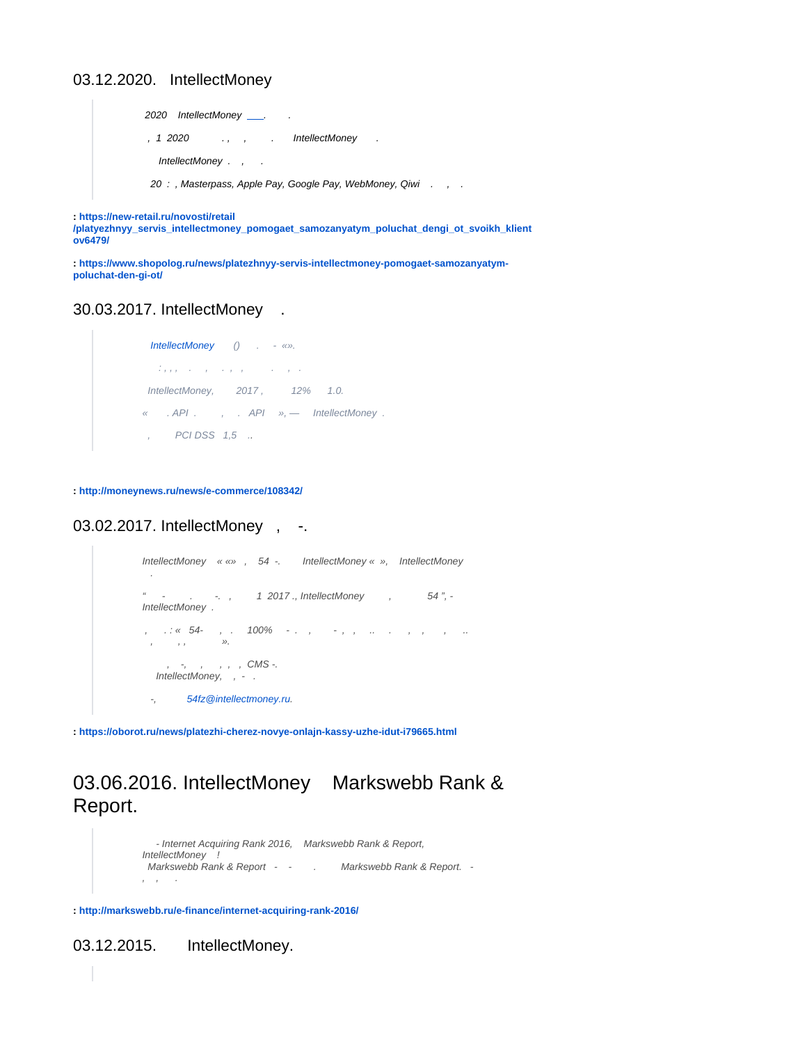## 03.12.2020. IntellectMoney

> *2020 IntellectMoney ___. .*
>
> *, 1 2020 . , , . IntellectMoney .*
>
> *IntellectMoney . , .*
>
> *20 : , Masterpass, Apple Pay, Google Pay, WebMoney, Qiwi . , .*

**: https://new-retail.ru/novosti/retail/platyezhnyy_servis_intellectmoney_pomogaet_samozanyatym_poluchat_dengi_ot_svoikh_klientov6479/**

**: https://www.shopolog.ru/news/platezhnyy-servis-intellectmoney-pomogaet-samozanyatym-poluchat-den-gi-ot/**

## 30.03.2017. IntellectMoney .

> *IntellectMoney () . - «».*
>
> *: , , , . , . , , . , .*
>
> *IntellectMoney, 2017 , 12% 1.0.*
>
> *« . API . , . API », — IntellectMoney .*
>
> *, PCI DSS 1,5 ..*

**: http://moneynews.ru/news/e-commerce/108342/**

## 03.02.2017. IntellectMoney , -.

> *IntellectMoney « «» , 54 -. IntellectMoney « », IntellectMoney .*
>
> *“ - . -. , 1 2017 ., IntellectMoney , 54 ”, - IntellectMoney .*
>
> *, . : « 54- , . 100% - . , - , , .. . , , , .. , , , ».*
>
> *, -, , , , , CMS -. IntellectMoney, , - .*
>
> *-, 54fz@intellectmoney.ru.*

**: https://oborot.ru/news/platezhi-cherez-novye-onlajn-kassy-uzhe-idut-i79665.html**

# 03.06.2016. IntellectMoney Markswebb Rank & Report.

> *- Internet Acquiring Rank 2016, Markswebb Rank & Report, IntellectMoney !*
> *Markswebb Rank & Report - - . Markswebb Rank & Report. - , , .*

**: http://markswebb.ru/e-finance/internet-acquiring-rank-2016/**

## 03.12.2015. IntellectMoney.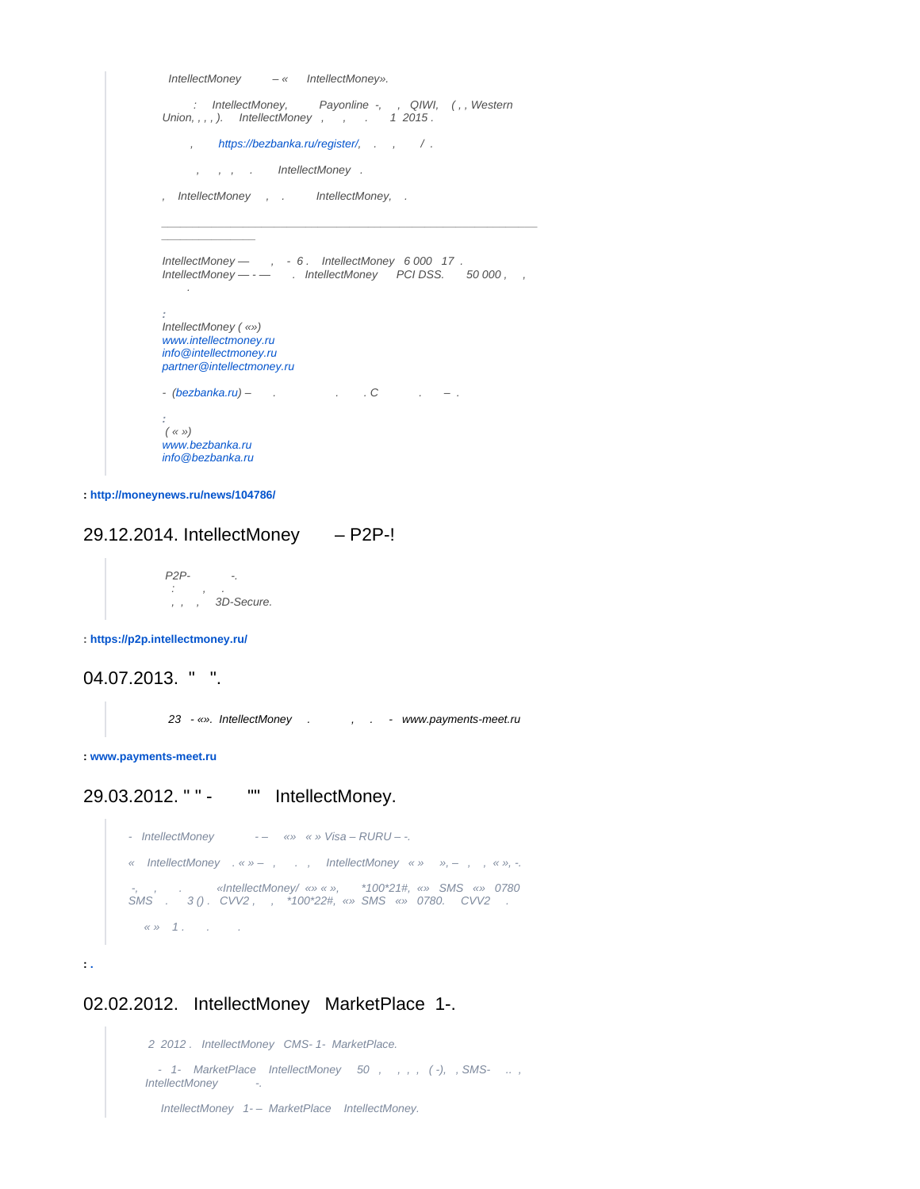> IntellectMoney – « IntellectMoney».
>
> : IntellectMoney, Payonline -, , QIWI, ( , , Western Union, , , , ). IntellectMoney , , . 1 2015 .
>
> , https://bezbanka.ru/register/, . , / .
>
> , , , . IntellectMoney .
>
> , IntellectMoney , . IntellectMoney, .
>
> ---
>
> IntellectMoney — , - 6 . IntellectMoney 6 000 17 . IntellectMoney — - — . IntellectMoney PCI DSS. 50 000 , , .
>
> :
> IntellectMoney ( «»)
> www.intellectmoney.ru
> info@intellectmoney.ru
> partner@intellectmoney.ru
>
> - (bezbanka.ru) – . . . C . – .
>
> :
> ( « »)
> www.bezbanka.ru
> info@bezbanka.ru

**: http://moneynews.ru/news/104786/**

## 29.12.2014. IntellectMoney – P2P-!

> P2P- -.
> : , .
> , , , 3D-Secure.

**: https://p2p.intellectmoney.ru/**

## 04.07.2013. " ".

> 23 - «». IntellectMoney . , . - www.payments-meet.ru

**: www.payments-meet.ru**

## 29.03.2012. " " - "" IntellectMoney.

> - IntellectMoney - – «» « » Visa – RURU – -.
>
> « IntellectMoney . « » – , . , IntellectMoney « » », – , , « », -.
>
> -, , . «IntellectMoney/ «» « », *100*21#, «» SMS «» 0780 SMS . 3 () . CVV2 , , *100*22#, «» SMS «» 0780. CVV2 .
>
> « » 1 . . .

**: .**

## 02.02.2012. IntellectMoney MarketPlace 1-.

> 2 2012 . IntellectMoney CMS- 1- MarketPlace.
>
> - 1- MarketPlace IntellectMoney 50 , , , , ( -), , SMS- .. , IntellectMoney -.
>
> IntellectMoney 1- – MarketPlace IntellectMoney.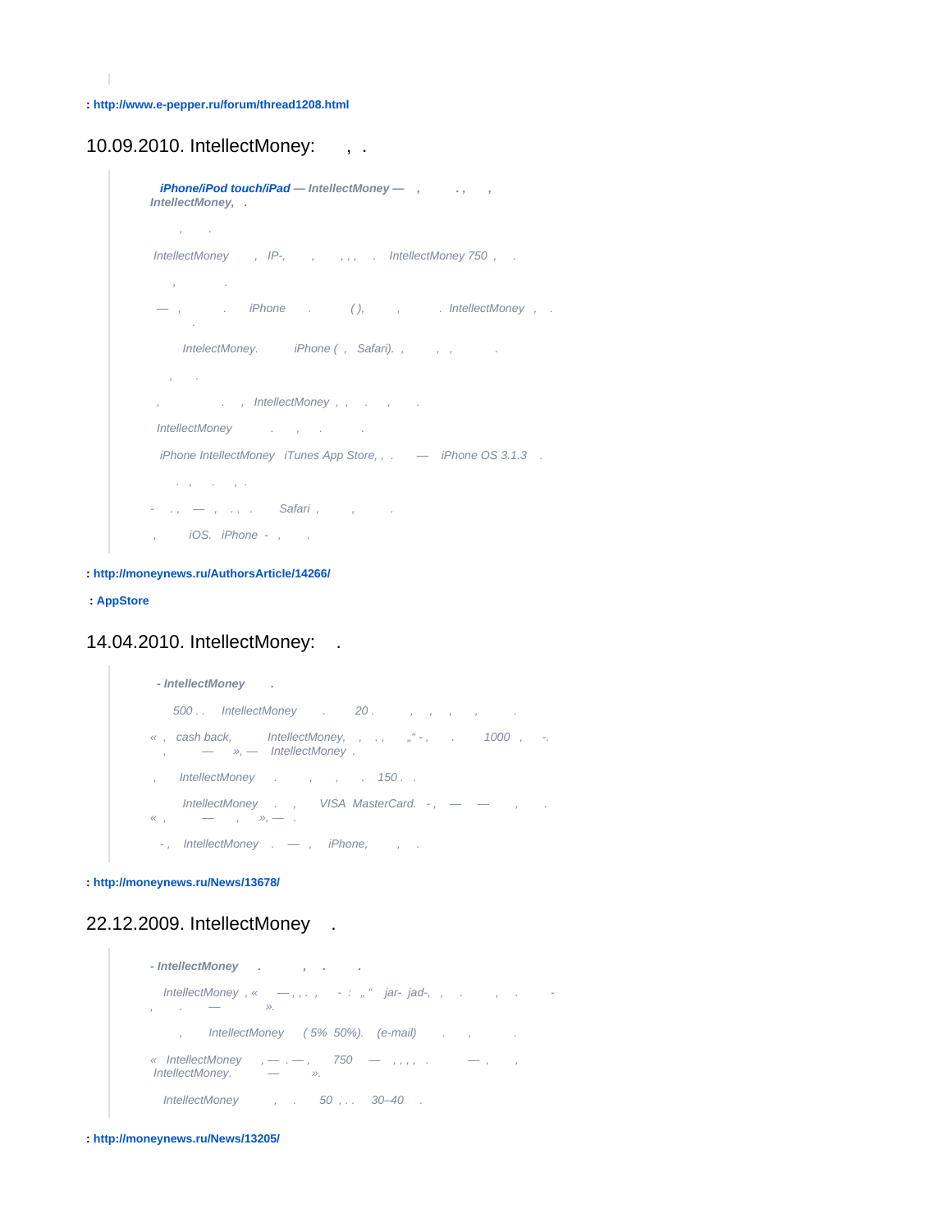: http://www.e-pepper.ru/forum/thread1208.html

## 10.09.2010. IntellectMoney: , .

> ***iPhone/iPod touch/iPad — IntellectMoney — , . , , IntellectMoney, .***
>
> *, .*
>
> *IntellectMoney , IP-, , , , , . IntellectMoney 750 , .*
>
> *, .*
>
> *— , . iPhone . ( ), , . IntellectMoney , . .*
>
> *IntelectMoney. iPhone ( , Safari). , , , .*
>
> *, .*
>
> *, . , IntellectMoney , , . , .*
>
> *IntellectMoney . , . .*
>
> *iPhone IntellectMoney iTunes App Store, , . — iPhone OS 3.1.3 .*
>
> *. , . , .*
>
> *- . , — , . , . Safari , , .*
>
> *, iOS. iPhone - , .*

: http://moneynews.ru/AuthorsArticle/14266/

: AppStore

## 14.04.2010. IntellectMoney: .

> ***- IntellectMoney .***
>
> *500 . . IntellectMoney . 20 . , , , , .*
>
> *« , cash back, IntellectMoney, , . , „“ - , . 1000 , -. , — », — IntellectMoney .*
>
> *, IntellectMoney . , , . 150 . .*
>
> *IntellectMoney . , VISA MasterCard. - , — — , . « , — , », — .*
>
> *- , IntellectMoney . — , iPhone, , .*

: http://moneynews.ru/News/13678/

## 22.12.2009. IntellectMoney .

> ***- IntellectMoney . , . .***
>
> *IntellectMoney , « — , , . , - : „“ jar- jad-, , . , . - , . — ».*
>
> *, IntellectMoney ( 5% 50%). (e-mail) . , .*
>
> *« IntellectMoney , — . — , 750 — , , , , . — , , IntellectMoney. — ».*
>
> *IntellectMoney , . 50 , . . 30–40 .*

: http://moneynews.ru/News/13205/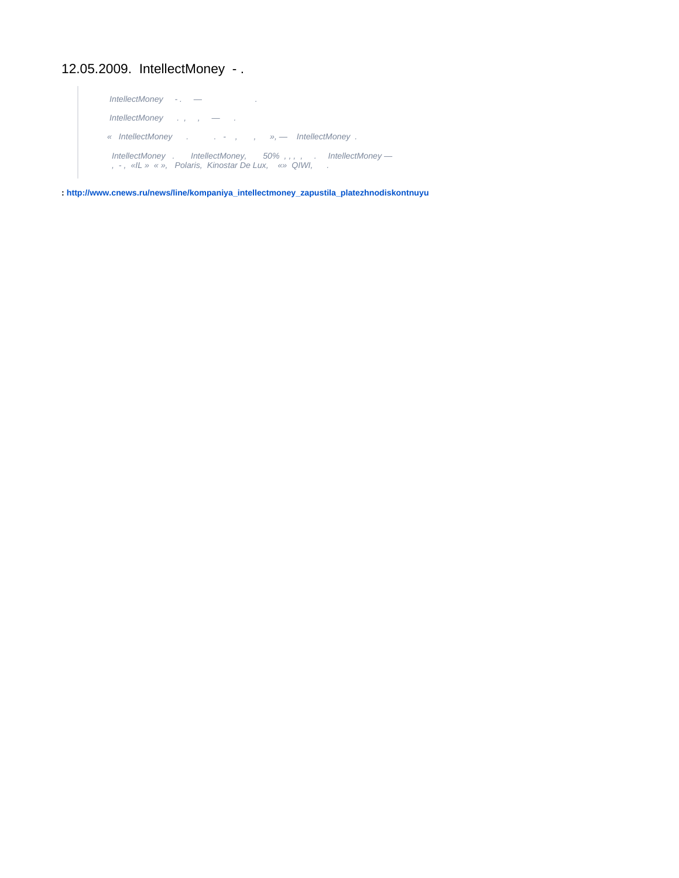## 12.05.2009. IntellectMoney - .

> *IntellectMoney - . —* .
>
> *IntellectMoney . , , —* .
>
> *« IntellectMoney . . - , , », — IntellectMoney .*
>
> *IntellectMoney . IntellectMoney, 50% , , , , . IntellectMoney — , - , «IL » « », Polaris, Kinostar De Lux, «» QIWI, .*

**: http://www.cnews.ru/news/line/kompaniya_intellectmoney_zapustila_platezhnodiskontnuyu**